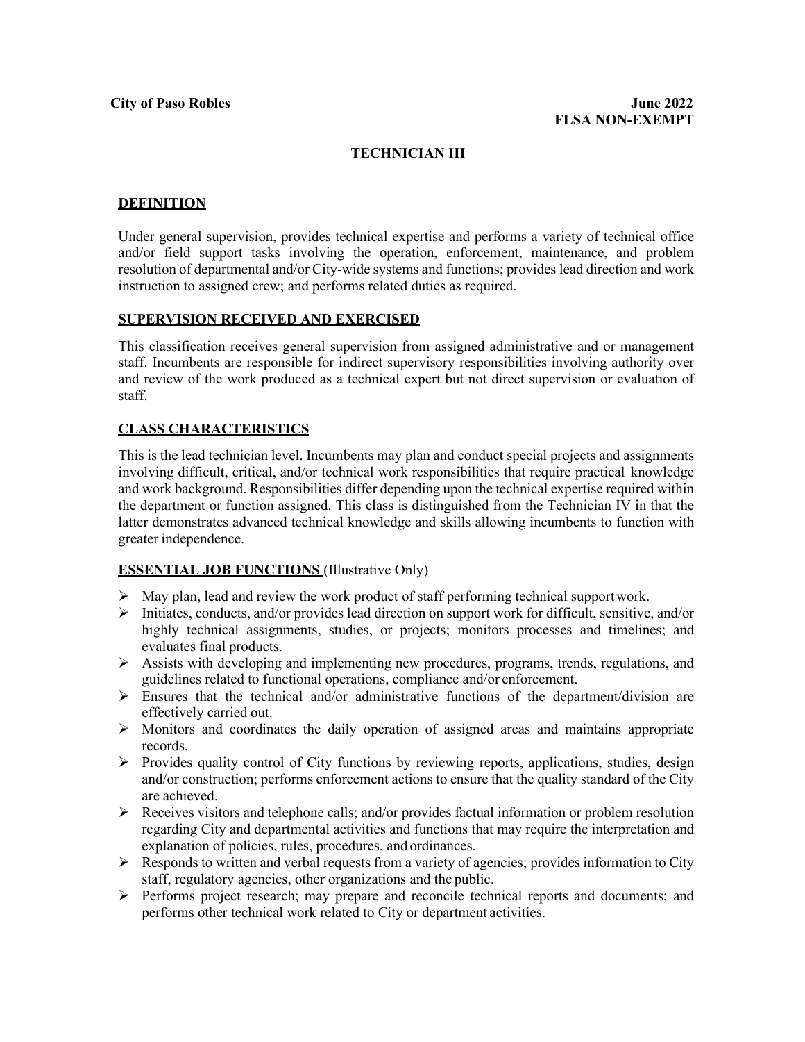**City of Paso Robles** **June 2022**

**FLSA NON-EXEMPT**

# TECHNICIAN III

## DEFINITION

Under general supervision, provides technical expertise and performs a variety of technical office and/or field support tasks involving the operation, enforcement, maintenance, and problem resolution of departmental and/or City-wide systems and functions; provides lead direction and work instruction to assigned crew; and performs related duties as required.

## SUPERVISION RECEIVED AND EXERCISED

This classification receives general supervision from assigned administrative and or management staff. Incumbents are responsible for indirect supervisory responsibilities involving authority over and review of the work produced as a technical expert but not direct supervision or evaluation of staff.

## CLASS CHARACTERISTICS

This is the lead technician level. Incumbents may plan and conduct special projects and assignments involving difficult, critical, and/or technical work responsibilities that require practical knowledge and work background. Responsibilities differ depending upon the technical expertise required within the department or function assigned. This class is distinguished from the Technician IV in that the latter demonstrates advanced technical knowledge and skills allowing incumbents to function with greater independence.

## ESSENTIAL JOB FUNCTIONS (Illustrative Only)

- May plan, lead and review the work product of staff performing technical support work.
- Initiates, conducts, and/or provides lead direction on support work for difficult, sensitive, and/or highly technical assignments, studies, or projects; monitors processes and timelines; and evaluates final products.
- Assists with developing and implementing new procedures, programs, trends, regulations, and guidelines related to functional operations, compliance and/or enforcement.
- Ensures that the technical and/or administrative functions of the department/division are effectively carried out.
- Monitors and coordinates the daily operation of assigned areas and maintains appropriate records.
- Provides quality control of City functions by reviewing reports, applications, studies, design and/or construction; performs enforcement actions to ensure that the quality standard of the City are achieved.
- Receives visitors and telephone calls; and/or provides factual information or problem resolution regarding City and departmental activities and functions that may require the interpretation and explanation of policies, rules, procedures, and ordinances.
- Responds to written and verbal requests from a variety of agencies; provides information to City staff, regulatory agencies, other organizations and the public.
- Performs project research; may prepare and reconcile technical reports and documents; and performs other technical work related to City or department activities.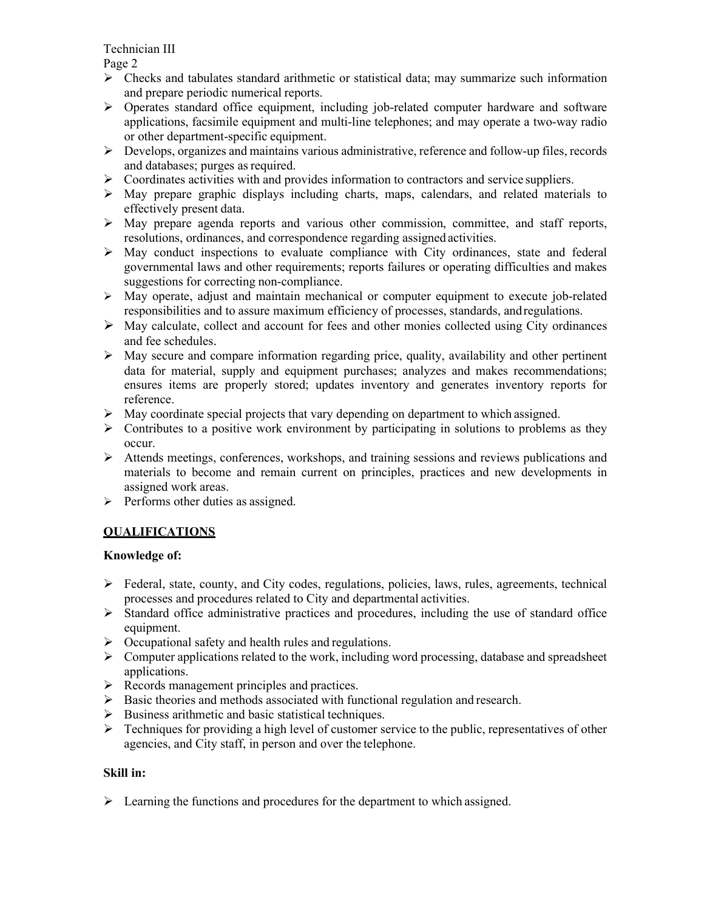- Checks and tabulates standard arithmetic or statistical data; may summarize such information and prepare periodic numerical reports.
- Operates standard office equipment, including job-related computer hardware and software applications, facsimile equipment and multi-line telephones; and may operate a two-way radio or other department-specific equipment.
- Develops, organizes and maintains various administrative, reference and follow-up files, records and databases; purges as required.
- Coordinates activities with and provides information to contractors and service suppliers.
- May prepare graphic displays including charts, maps, calendars, and related materials to effectively present data.
- May prepare agenda reports and various other commission, committee, and staff reports, resolutions, ordinances, and correspondence regarding assigned activities.
- May conduct inspections to evaluate compliance with City ordinances, state and federal governmental laws and other requirements; reports failures or operating difficulties and makes suggestions for correcting non-compliance.
- May operate, adjust and maintain mechanical or computer equipment to execute job-related responsibilities and to assure maximum efficiency of processes, standards, and regulations.
- May calculate, collect and account for fees and other monies collected using City ordinances and fee schedules.
- May secure and compare information regarding price, quality, availability and other pertinent data for material, supply and equipment purchases; analyzes and makes recommendations; ensures items are properly stored; updates inventory and generates inventory reports for reference.
- May coordinate special projects that vary depending on department to which assigned.
- Contributes to a positive work environment by participating in solutions to problems as they occur.
- Attends meetings, conferences, workshops, and training sessions and reviews publications and materials to become and remain current on principles, practices and new developments in assigned work areas.
- Performs other duties as assigned.

## QUALIFICATIONS

**Knowledge of:**

- Federal, state, county, and City codes, regulations, policies, laws, rules, agreements, technical processes and procedures related to City and departmental activities.
- Standard office administrative practices and procedures, including the use of standard office equipment.
- Occupational safety and health rules and regulations.
- Computer applications related to the work, including word processing, database and spreadsheet applications.
- Records management principles and practices.
- Basic theories and methods associated with functional regulation and research.
- Business arithmetic and basic statistical techniques.
- Techniques for providing a high level of customer service to the public, representatives of other agencies, and City staff, in person and over the telephone.

**Skill in:**

- Learning the functions and procedures for the department to which assigned.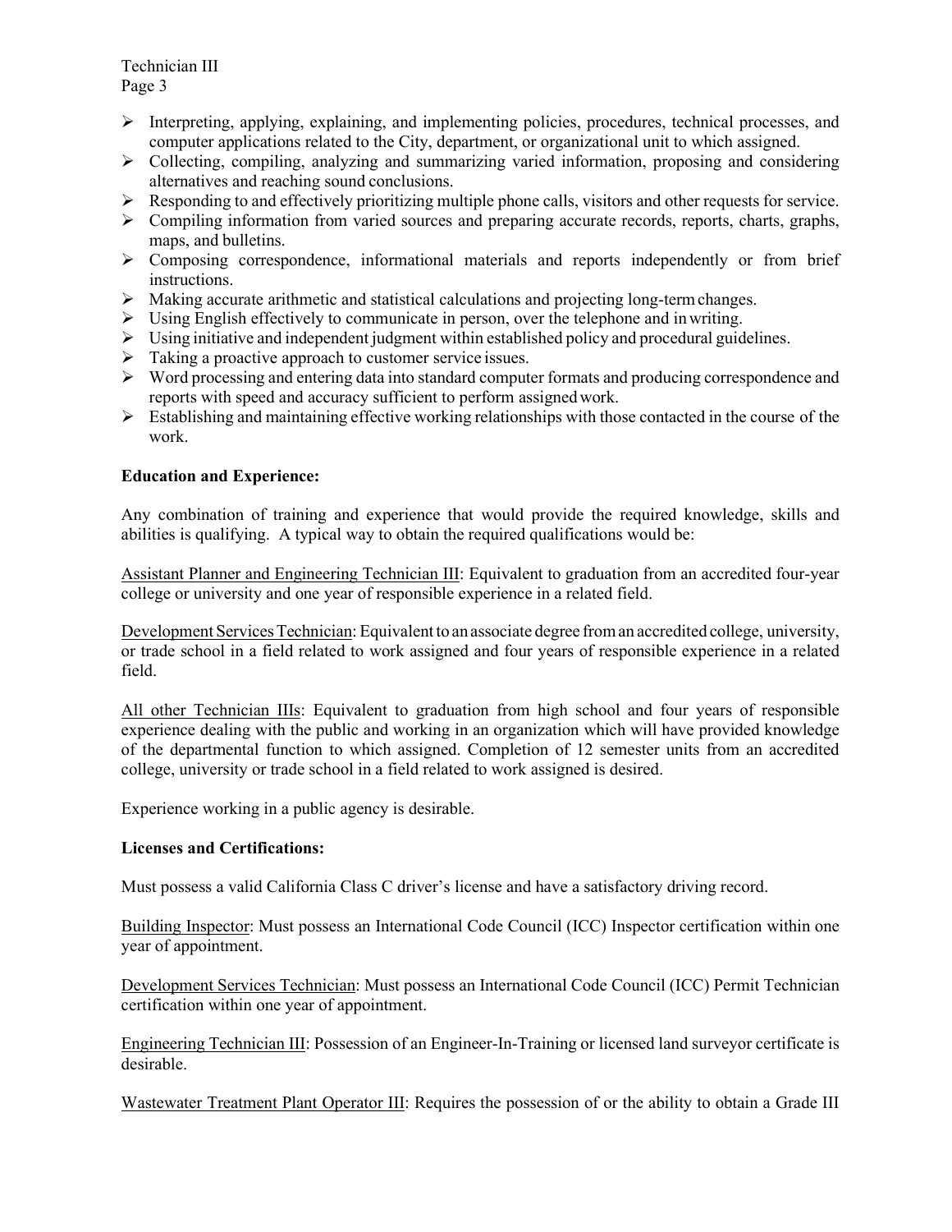- Interpreting, applying, explaining, and implementing policies, procedures, technical processes, and computer applications related to the City, department, or organizational unit to which assigned.
- Collecting, compiling, analyzing and summarizing varied information, proposing and considering alternatives and reaching sound conclusions.
- Responding to and effectively prioritizing multiple phone calls, visitors and other requests for service.
- Compiling information from varied sources and preparing accurate records, reports, charts, graphs, maps, and bulletins.
- Composing correspondence, informational materials and reports independently or from brief instructions.
- Making accurate arithmetic and statistical calculations and projecting long-term changes.
- Using English effectively to communicate in person, over the telephone and in writing.
- Using initiative and independent judgment within established policy and procedural guidelines.
- Taking a proactive approach to customer service issues.
- Word processing and entering data into standard computer formats and producing correspondence and reports with speed and accuracy sufficient to perform assigned work.
- Establishing and maintaining effective working relationships with those contacted in the course of the work.

**Education and Experience:**

Any combination of training and experience that would provide the required knowledge, skills and abilities is qualifying. A typical way to obtain the required qualifications would be:

Assistant Planner and Engineering Technician III: Equivalent to graduation from an accredited four-year college or university and one year of responsible experience in a related field.

Development Services Technician: Equivalent to an associate degree from an accredited college, university, or trade school in a field related to work assigned and four years of responsible experience in a related field.

All other Technician IIIs: Equivalent to graduation from high school and four years of responsible experience dealing with the public and working in an organization which will have provided knowledge of the departmental function to which assigned. Completion of 12 semester units from an accredited college, university or trade school in a field related to work assigned is desired.

Experience working in a public agency is desirable.

**Licenses and Certifications:**

Must possess a valid California Class C driver's license and have a satisfactory driving record.

Building Inspector: Must possess an International Code Council (ICC) Inspector certification within one year of appointment.

Development Services Technician: Must possess an International Code Council (ICC) Permit Technician certification within one year of appointment.

Engineering Technician III: Possession of an Engineer-In-Training or licensed land surveyor certificate is desirable.

Wastewater Treatment Plant Operator III: Requires the possession of or the ability to obtain a Grade III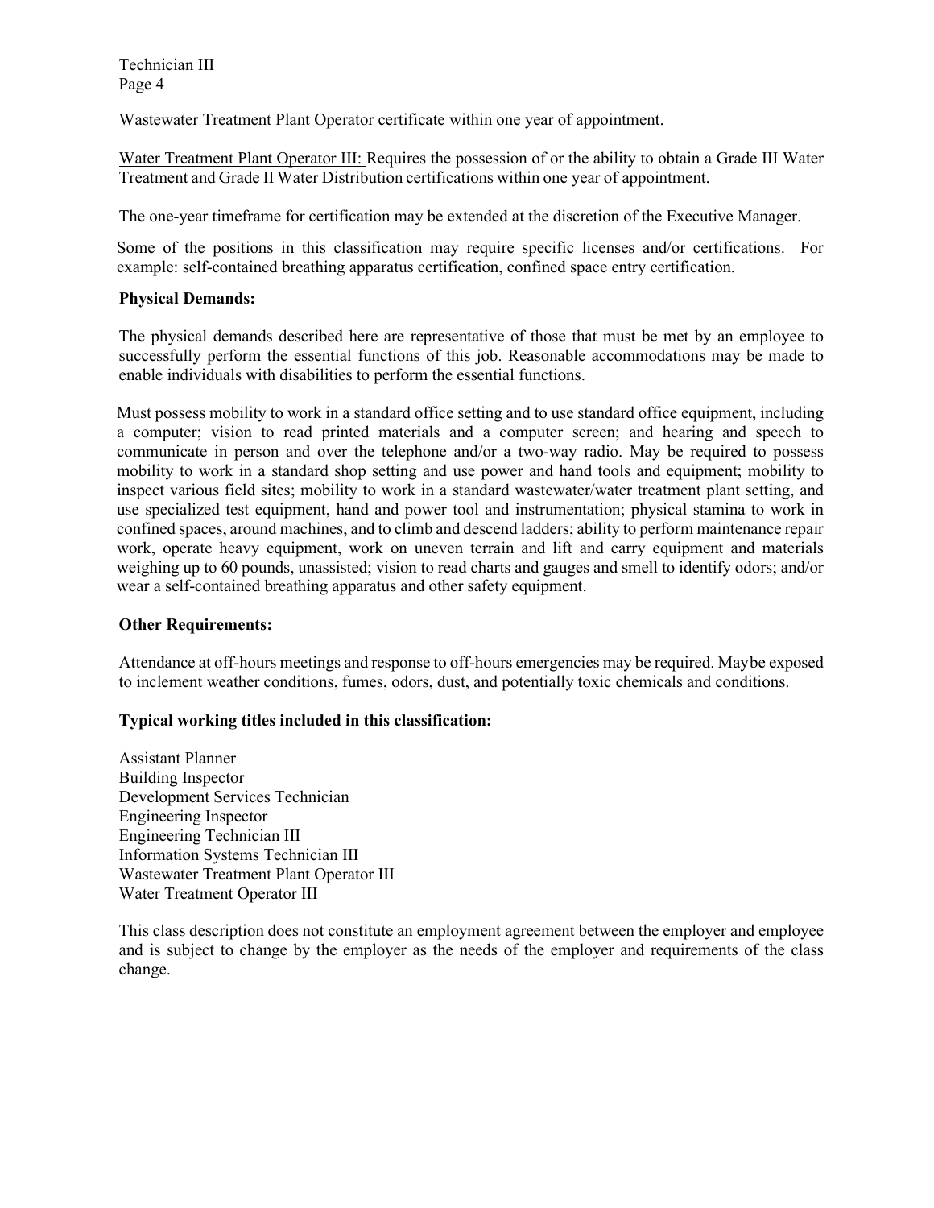Wastewater Treatment Plant Operator certificate within one year of appointment.

Water Treatment Plant Operator III: Requires the possession of or the ability to obtain a Grade III Water Treatment and Grade II Water Distribution certifications within one year of appointment.

The one-year timeframe for certification may be extended at the discretion of the Executive Manager.

Some of the positions in this classification may require specific licenses and/or certifications. For example: self-contained breathing apparatus certification, confined space entry certification.

**Physical Demands:**

The physical demands described here are representative of those that must be met by an employee to successfully perform the essential functions of this job. Reasonable accommodations may be made to enable individuals with disabilities to perform the essential functions.

Must possess mobility to work in a standard office setting and to use standard office equipment, including a computer; vision to read printed materials and a computer screen; and hearing and speech to communicate in person and over the telephone and/or a two-way radio. May be required to possess mobility to work in a standard shop setting and use power and hand tools and equipment; mobility to inspect various field sites; mobility to work in a standard wastewater/water treatment plant setting, and use specialized test equipment, hand and power tool and instrumentation; physical stamina to work in confined spaces, around machines, and to climb and descend ladders; ability to perform maintenance repair work, operate heavy equipment, work on uneven terrain and lift and carry equipment and materials weighing up to 60 pounds, unassisted; vision to read charts and gauges and smell to identify odors; and/or wear a self-contained breathing apparatus and other safety equipment.

**Other Requirements:**

Attendance at off-hours meetings and response to off-hours emergencies may be required. Maybe exposed to inclement weather conditions, fumes, odors, dust, and potentially toxic chemicals and conditions.

**Typical working titles included in this classification:**

Assistant Planner
Building Inspector
Development Services Technician
Engineering Inspector
Engineering Technician III
Information Systems Technician III
Wastewater Treatment Plant Operator III
Water Treatment Operator III

This class description does not constitute an employment agreement between the employer and employee and is subject to change by the employer as the needs of the employer and requirements of the class change.